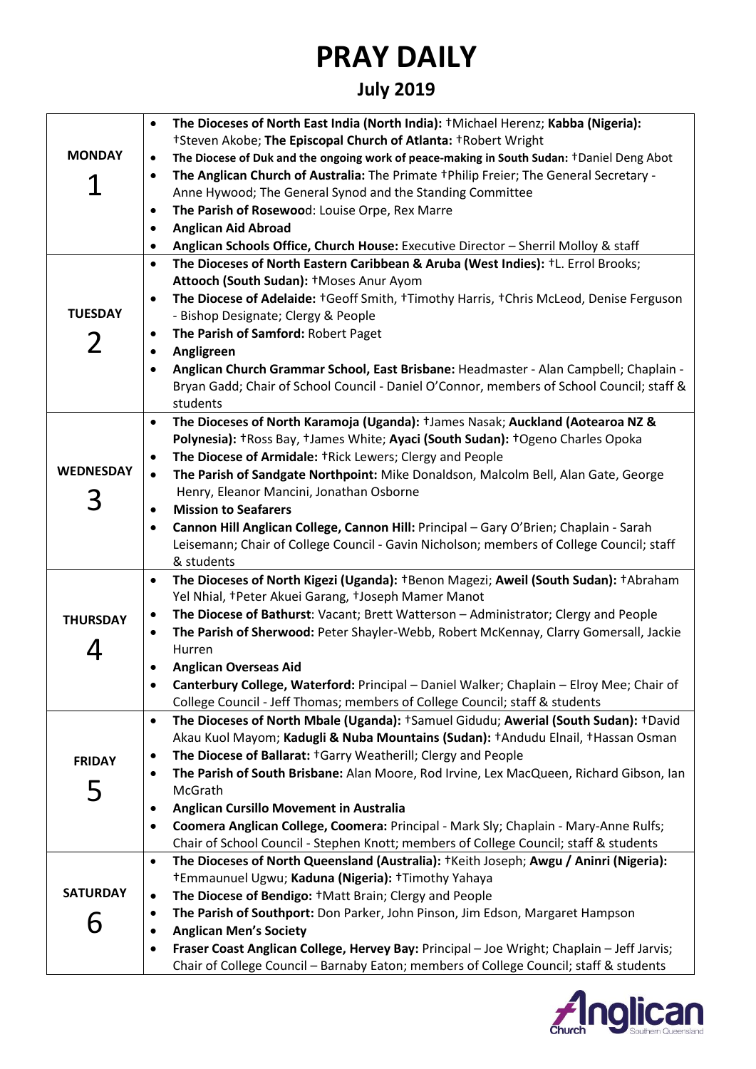# PRAY DAILY

## July 2019

| Day | Prayer Items |
|---|---|
| **MONDAY** 1 | • **The Dioceses of North East India (North India):** †Michael Herenz; **Kabba (Nigeria):** †Steven Akobe; **The Episcopal Church of Atlanta:** †Robert Wright<br>• **The Diocese of Duk and the ongoing work of peace-making in South Sudan:** †Daniel Deng Abot<br>• **The Anglican Church of Australia:** The Primate †Philip Freier; The General Secretary - Anne Hywood; The General Synod and the Standing Committee<br>• **The Parish of Rosewood**: Louise Orpe, Rex Marre<br>• **Anglican Aid Abroad**<br>• **Anglican Schools Office, Church House:** Executive Director – Sherril Molloy & staff |
| **TUESDAY** 2 | • **The Dioceses of North Eastern Caribbean & Aruba (West Indies):** †L. Errol Brooks; **Attooch (South Sudan):** †Moses Anur Ayom<br>• **The Diocese of Adelaide:** †Geoff Smith, †Timothy Harris, †Chris McLeod, Denise Ferguson - Bishop Designate; Clergy & People<br>• **The Parish of Samford:** Robert Paget<br>• **Angligreen**<br>• **Anglican Church Grammar School, East Brisbane:** Headmaster - Alan Campbell; Chaplain - Bryan Gadd; Chair of School Council - Daniel O'Connor, members of School Council; staff & students |
| **WEDNESDAY** 3 | • **The Dioceses of North Karamoja (Uganda):** †James Nasak; **Auckland (Aotearoa NZ & Polynesia):** †Ross Bay, †James White; **Ayaci (South Sudan):** †Ogeno Charles Opoka<br>• **The Diocese of Armidale:** †Rick Lewers; Clergy and People<br>• **The Parish of Sandgate Northpoint:** Mike Donaldson, Malcolm Bell, Alan Gate, George Henry, Eleanor Mancini, Jonathan Osborne<br>• **Mission to Seafarers**<br>• **Cannon Hill Anglican College, Cannon Hill:** Principal – Gary O'Brien; Chaplain - Sarah Leisemann; Chair of College Council - Gavin Nicholson; members of College Council; staff & students |
| **THURSDAY** 4 | • **The Dioceses of North Kigezi (Uganda):** †Benon Magezi; **Aweil (South Sudan):** †Abraham Yel Nhial, †Peter Akuei Garang, †Joseph Mamer Manot<br>• **The Diocese of Bathurst**: Vacant; Brett Watterson – Administrator; Clergy and People<br>• **The Parish of Sherwood:** Peter Shayler-Webb, Robert McKennay, Clarry Gomersall, Jackie Hurren<br>• **Anglican Overseas Aid**<br>• **Canterbury College, Waterford:** Principal – Daniel Walker; Chaplain – Elroy Mee; Chair of College Council - Jeff Thomas; members of College Council; staff & students |
| **FRIDAY** 5 | • **The Dioceses of North Mbale (Uganda):** †Samuel Gidudu; **Awerial (South Sudan):** †David Akau Kuol Mayom; **Kadugli & Nuba Mountains (Sudan):** †Andudu Elnail, †Hassan Osman<br>• **The Diocese of Ballarat:** †Garry Weatherill; Clergy and People<br>• **The Parish of South Brisbane:** Alan Moore, Rod Irvine, Lex MacQueen, Richard Gibson, Ian McGrath<br>• **Anglican Cursillo Movement in Australia**<br>• **Coomera Anglican College, Coomera:** Principal - Mark Sly; Chaplain - Mary-Anne Rulfs; Chair of School Council - Stephen Knott; members of College Council; staff & students |
| **SATURDAY** 6 | • **The Dioceses of North Queensland (Australia):** †Keith Joseph; **Awgu / Aninri (Nigeria):** †Emmaunuel Ugwu; **Kaduna (Nigeria):** †Timothy Yahaya<br>• **The Diocese of Bendigo:** †Matt Brain; Clergy and People<br>• **The Parish of Southport:** Don Parker, John Pinson, Jim Edson, Margaret Hampson<br>• **Anglican Men's Society**<br>• **Fraser Coast Anglican College, Hervey Bay:** Principal – Joe Wright; Chaplain – Jeff Jarvis; Chair of College Council – Barnaby Eaton; members of College Council; staff & students |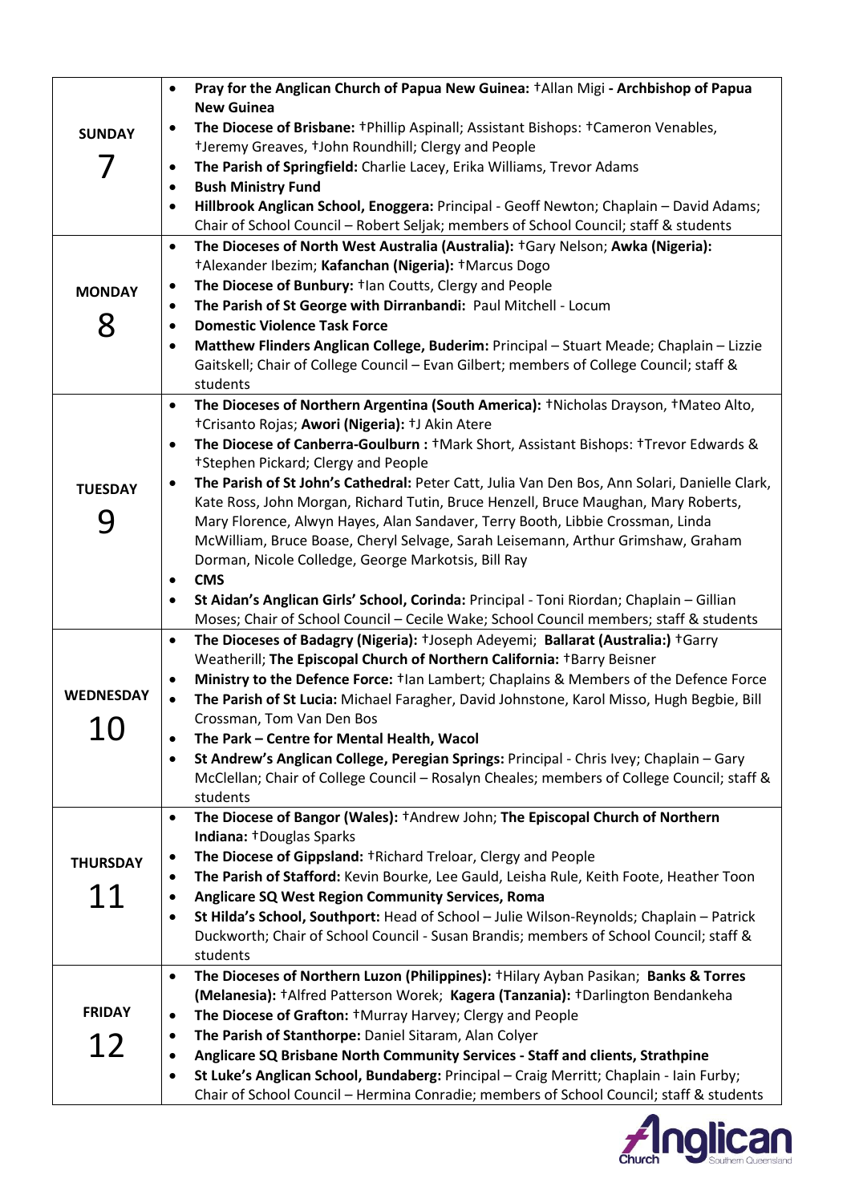| | |
|---|---|
| **SUNDAY 7** | • **Pray for the Anglican Church of Papua New Guinea:** †Allan Migi **- Archbishop of Papua New Guinea**<br>• **The Diocese of Brisbane:** †Phillip Aspinall; Assistant Bishops: †Cameron Venables, †Jeremy Greaves, †John Roundhill; Clergy and People<br>• **The Parish of Springfield:** Charlie Lacey, Erika Williams, Trevor Adams<br>• **Bush Ministry Fund**<br>• **Hillbrook Anglican School, Enoggera:** Principal - Geoff Newton; Chaplain – David Adams; Chair of School Council – Robert Seljak; members of School Council; staff & students |
| **MONDAY 8** | • **The Dioceses of North West Australia (Australia):** †Gary Nelson; **Awka (Nigeria):** †Alexander Ibezim; **Kafanchan (Nigeria):** †Marcus Dogo<br>• **The Diocese of Bunbury:** †Ian Coutts, Clergy and People<br>• **The Parish of St George with Dirranbandi:** Paul Mitchell - Locum<br>• **Domestic Violence Task Force**<br>• **Matthew Flinders Anglican College, Buderim:** Principal – Stuart Meade; Chaplain – Lizzie Gaitskell; Chair of College Council – Evan Gilbert; members of College Council; staff & students |
| **TUESDAY 9** | • **The Dioceses of Northern Argentina (South America):** †Nicholas Drayson, †Mateo Alto, †Crisanto Rojas; **Awori (Nigeria):** †J Akin Atere<br>• **The Diocese of Canberra-Goulburn :** †Mark Short, Assistant Bishops: †Trevor Edwards & †Stephen Pickard; Clergy and People<br>• **The Parish of St John's Cathedral:** Peter Catt, Julia Van Den Bos, Ann Solari, Danielle Clark, Kate Ross, John Morgan, Richard Tutin, Bruce Henzell, Bruce Maughan, Mary Roberts, Mary Florence, Alwyn Hayes, Alan Sandaver, Terry Booth, Libbie Crossman, Linda McWilliam, Bruce Boase, Cheryl Selvage, Sarah Leisemann, Arthur Grimshaw, Graham Dorman, Nicole Colledge, George Markotsis, Bill Ray<br>• **CMS**<br>• **St Aidan's Anglican Girls' School, Corinda:** Principal - Toni Riordan; Chaplain – Gillian Moses; Chair of School Council – Cecile Wake; School Council members; staff & students |
| **WEDNESDAY 10** | • **The Dioceses of Badagry (Nigeria):** †Joseph Adeyemi; **Ballarat (Australia:)** †Garry Weatherill; **The Episcopal Church of Northern California:** †Barry Beisner<br>• **Ministry to the Defence Force:** †Ian Lambert; Chaplains & Members of the Defence Force<br>• **The Parish of St Lucia:** Michael Faragher, David Johnstone, Karol Misso, Hugh Begbie, Bill Crossman, Tom Van Den Bos<br>• **The Park – Centre for Mental Health, Wacol**<br>• **St Andrew's Anglican College, Peregian Springs:** Principal - Chris Ivey; Chaplain – Gary McClellan; Chair of College Council – Rosalyn Cheales; members of College Council; staff & students |
| **THURSDAY 11** | • **The Diocese of Bangor (Wales):** †Andrew John; **The Episcopal Church of Northern Indiana:** †Douglas Sparks<br>• **The Diocese of Gippsland:** †Richard Treloar, Clergy and People<br>• **The Parish of Stafford:** Kevin Bourke, Lee Gauld, Leisha Rule, Keith Foote, Heather Toon<br>• **Anglicare SQ West Region Community Services, Roma**<br>• **St Hilda's School, Southport:** Head of School – Julie Wilson-Reynolds; Chaplain – Patrick Duckworth; Chair of School Council - Susan Brandis; members of School Council; staff & students |
| **FRIDAY 12** | • **The Dioceses of Northern Luzon (Philippines):** †Hilary Ayban Pasikan; **Banks & Torres (Melanesia):** †Alfred Patterson Worek; **Kagera (Tanzania):** †Darlington Bendankeha<br>• **The Diocese of Grafton:** †Murray Harvey; Clergy and People<br>• **The Parish of Stanthorpe:** Daniel Sitaram, Alan Colyer<br>• **Anglicare SQ Brisbane North Community Services - Staff and clients, Strathpine**<br>• **St Luke's Anglican School, Bundaberg:** Principal – Craig Merritt; Chaplain - Iain Furby; Chair of School Council – Hermina Conradie; members of School Council; staff & students |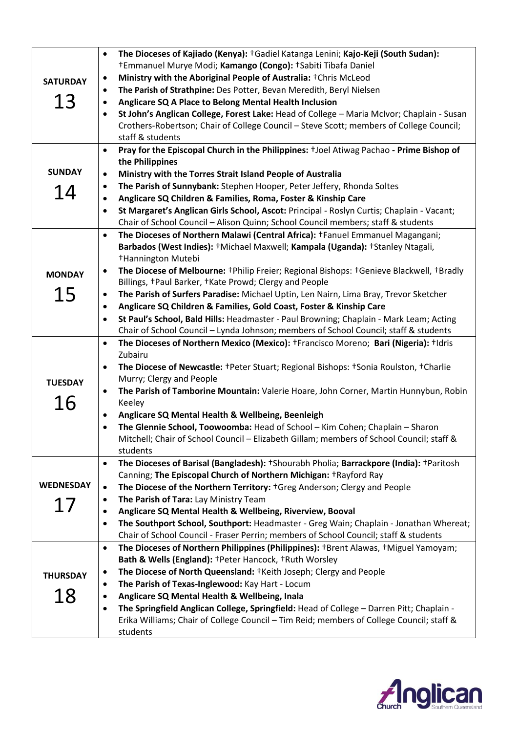| | |
|---|---|
| **SATURDAY 13** | • **The Dioceses of Kajiado (Kenya):** †Gadiel Katanga Lenini; **Kajo-Keji (South Sudan):** †Emmanuel Murye Modi; **Kamango (Congo):** †Sabiti Tibafa Daniel<br>• **Ministry with the Aboriginal People of Australia:** †Chris McLeod<br>• **The Parish of Strathpine:** Des Potter, Bevan Meredith, Beryl Nielsen<br>• **Anglicare SQ A Place to Belong Mental Health Inclusion**<br>• **St John's Anglican College, Forest Lake:** Head of College – Maria McIvor; Chaplain - Susan Crothers-Robertson; Chair of College Council – Steve Scott; members of College Council; staff & students |
| **SUNDAY 14** | • **Pray for the Episcopal Church in the Philippines:** †Joel Atiwag Pachao **- Prime Bishop of the Philippines**<br>• **Ministry with the Torres Strait Island People of Australia**<br>• **The Parish of Sunnybank:** Stephen Hooper, Peter Jeffery, Rhonda Soltes<br>• **Anglicare SQ Children & Families, Roma, Foster & Kinship Care**<br>• **St Margaret's Anglican Girls School, Ascot:** Principal - Roslyn Curtis; Chaplain - Vacant; Chair of School Council – Alison Quinn; School Council members; staff & students |
| **MONDAY 15** | • **The Dioceses of Northern Malawi (Central Africa):** †Fanuel Emmanuel Magangani; **Barbados (West Indies):** †Michael Maxwell; **Kampala (Uganda):** †Stanley Ntagali, †Hannington Mutebi<br>• **The Diocese of Melbourne:** †Philip Freier; Regional Bishops: †Genieve Blackwell, †Bradly Billings, †Paul Barker, †Kate Prowd; Clergy and People<br>• **The Parish of Surfers Paradise:** Michael Uptin, Len Nairn, Lima Bray, Trevor Sketcher<br>• **Anglicare SQ Children & Families, Gold Coast, Foster & Kinship Care**<br>• **St Paul's School, Bald Hills:** Headmaster - Paul Browning; Chaplain - Mark Leam; Acting Chair of School Council – Lynda Johnson; members of School Council; staff & students |
| **TUESDAY 16** | • **The Dioceses of Northern Mexico (Mexico):** †Francisco Moreno; **Bari (Nigeria):** †Idris Zubairu<br>• **The Diocese of Newcastle:** †Peter Stuart; Regional Bishops: †Sonia Roulston, †Charlie Murry; Clergy and People<br>• **The Parish of Tamborine Mountain:** Valerie Hoare, John Corner, Martin Hunnybun, Robin Keeley<br>• **Anglicare SQ Mental Health & Wellbeing, Beenleigh**<br>• **The Glennie School, Toowoomba:** Head of School – Kim Cohen; Chaplain – Sharon Mitchell; Chair of School Council – Elizabeth Gillam; members of School Council; staff & students |
| **WEDNESDAY 17** | • **The Dioceses of Barisal (Bangladesh):** †Shourabh Pholia; **Barrackpore (India):** †Paritosh Canning; **The Episcopal Church of Northern Michigan:** †Rayford Ray<br>• **The Diocese of the Northern Territory:** †Greg Anderson; Clergy and People<br>• **The Parish of Tara:** Lay Ministry Team<br>• **Anglicare SQ Mental Health & Wellbeing, Riverview, Booval**<br>• **The Southport School, Southport:** Headmaster - Greg Wain; Chaplain - Jonathan Whereat; Chair of School Council - Fraser Perrin; members of School Council; staff & students |
| **THURSDAY 18** | • **The Dioceses of Northern Philippines (Philippines):** †Brent Alawas, †Miguel Yamoyam; **Bath & Wells (England):** †Peter Hancock, †Ruth Worsley<br>• **The Diocese of North Queensland:** †Keith Joseph; Clergy and People<br>• **The Parish of Texas-Inglewood:** Kay Hart - Locum<br>• **Anglicare SQ Mental Health & Wellbeing, Inala**<br>• **The Springfield Anglican College, Springfield:** Head of College – Darren Pitt; Chaplain - Erika Williams; Chair of College Council – Tim Reid; members of College Council; staff & students |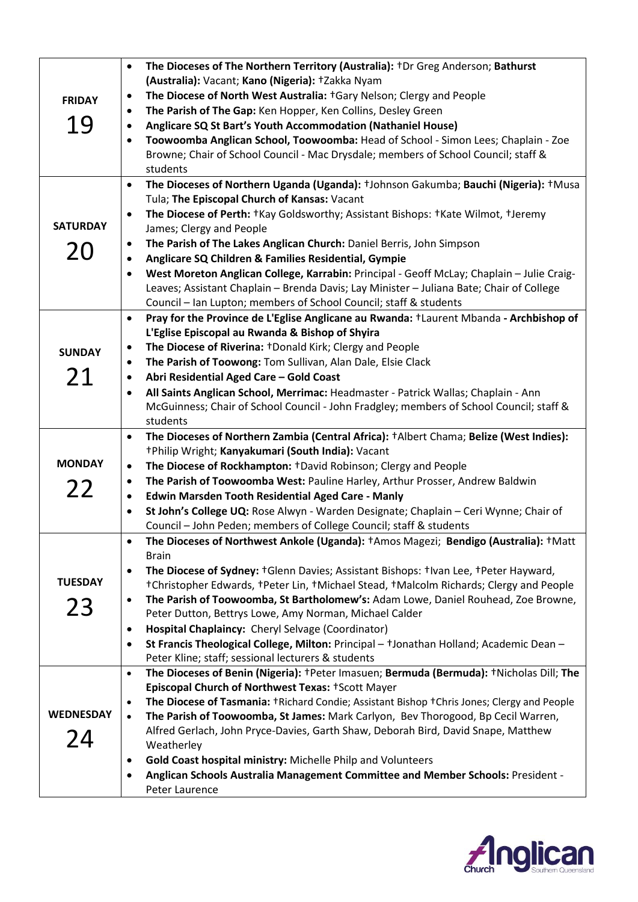| | |
|---|---|
| **FRIDAY** 19 | • **The Dioceses of The Northern Territory (Australia):** †Dr Greg Anderson; **Bathurst (Australia):** Vacant; **Kano (Nigeria):** †Zakka Nyam<br>• **The Diocese of North West Australia:** †Gary Nelson; Clergy and People<br>• **The Parish of The Gap:** Ken Hopper, Ken Collins, Desley Green<br>• **Anglicare SQ St Bart's Youth Accommodation (Nathaniel House)**<br>• **Toowoomba Anglican School, Toowoomba:** Head of School - Simon Lees; Chaplain - Zoe Browne; Chair of School Council - Mac Drysdale; members of School Council; staff & students |
| **SATURDAY** 20 | • **The Dioceses of Northern Uganda (Uganda):** †Johnson Gakumba; **Bauchi (Nigeria):** †Musa Tula; **The Episcopal Church of Kansas:** Vacant<br>• **The Diocese of Perth:** †Kay Goldsworthy; Assistant Bishops: †Kate Wilmot, †Jeremy James; Clergy and People<br>• **The Parish of The Lakes Anglican Church:** Daniel Berris, John Simpson<br>• **Anglicare SQ Children & Families Residential, Gympie**<br>• **West Moreton Anglican College, Karrabin:** Principal - Geoff McLay; Chaplain – Julie Craig-Leaves; Assistant Chaplain – Brenda Davis; Lay Minister – Juliana Bate; Chair of College Council – Ian Lupton; members of School Council; staff & students |
| **SUNDAY** 21 | • **Pray for the Province de L'Eglise Anglicane au Rwanda:** †Laurent Mbanda **- Archbishop of L'Eglise Episcopal au Rwanda & Bishop of Shyira**<br>• **The Diocese of Riverina:** †Donald Kirk; Clergy and People<br>• **The Parish of Toowong:** Tom Sullivan, Alan Dale, Elsie Clack<br>• **Abri Residential Aged Care – Gold Coast**<br>• **All Saints Anglican School, Merrimac:** Headmaster - Patrick Wallas; Chaplain - Ann McGuinness; Chair of School Council - John Fradgley; members of School Council; staff & students |
| **MONDAY** 22 | • **The Dioceses of Northern Zambia (Central Africa):** †Albert Chama; **Belize (West Indies):** †Philip Wright; **Kanyakumari (South India):** Vacant<br>• **The Diocese of Rockhampton:** †David Robinson; Clergy and People<br>• **The Parish of Toowoomba West:** Pauline Harley, Arthur Prosser, Andrew Baldwin<br>• **Edwin Marsden Tooth Residential Aged Care - Manly**<br>• **St John's College UQ:** Rose Alwyn - Warden Designate; Chaplain – Ceri Wynne; Chair of Council – John Peden; members of College Council; staff & students |
| **TUESDAY** 23 | • **The Dioceses of Northwest Ankole (Uganda):** †Amos Magezi; **Bendigo (Australia):** †Matt Brain<br>• **The Diocese of Sydney:** †Glenn Davies; Assistant Bishops: †Ivan Lee, †Peter Hayward, †Christopher Edwards, †Peter Lin, †Michael Stead, †Malcolm Richards; Clergy and People<br>• **The Parish of Toowoomba, St Bartholomew's:** Adam Lowe, Daniel Rouhead, Zoe Browne, Peter Dutton, Bettrys Lowe, Amy Norman, Michael Calder<br>• **Hospital Chaplaincy:** Cheryl Selvage (Coordinator)<br>• **St Francis Theological College, Milton:** Principal – †Jonathan Holland; Academic Dean – Peter Kline; staff; sessional lecturers & students |
| **WEDNESDAY** 24 | • **The Dioceses of Benin (Nigeria):** †Peter Imasuen; **Bermuda (Bermuda):** †Nicholas Dill; **The Episcopal Church of Northwest Texas:** †Scott Mayer<br>• **The Diocese of Tasmania:** †Richard Condie; Assistant Bishop †Chris Jones; Clergy and People<br>• **The Parish of Toowoomba, St James:** Mark Carlyon, Bev Thorogood, Bp Cecil Warren, Alfred Gerlach, John Pryce-Davies, Garth Shaw, Deborah Bird, David Snape, Matthew Weatherley<br>• **Gold Coast hospital ministry:** Michelle Philp and Volunteers<br>• **Anglican Schools Australia Management Committee and Member Schools:** President - Peter Laurence |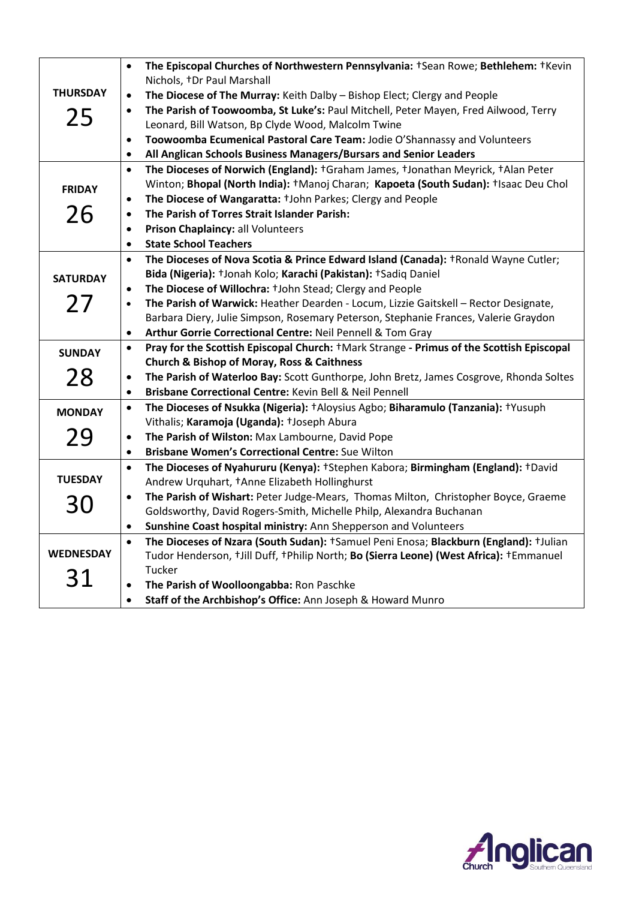| | |
|---|---|
| **THURSDAY** 25 | • **The Episcopal Churches of Northwestern Pennsylvania:** †Sean Rowe; **Bethlehem:** †Kevin Nichols, †Dr Paul Marshall<br>• **The Diocese of The Murray:** Keith Dalby – Bishop Elect; Clergy and People<br>• **The Parish of Toowoomba, St Luke's:** Paul Mitchell, Peter Mayen, Fred Ailwood, Terry Leonard, Bill Watson, Bp Clyde Wood, Malcolm Twine<br>• **Toowoomba Ecumenical Pastoral Care Team:** Jodie O'Shannassy and Volunteers<br>• **All Anglican Schools Business Managers/Bursars and Senior Leaders** |
| **FRIDAY** 26 | • **The Dioceses of Norwich (England):** †Graham James, †Jonathan Meyrick, †Alan Peter Winton; **Bhopal (North India):** †Manoj Charan; **Kapoeta (South Sudan):** †Isaac Deu Chol<br>• **The Diocese of Wangaratta:** †John Parkes; Clergy and People<br>• **The Parish of Torres Strait Islander Parish:**<br>• **Prison Chaplaincy:** all Volunteers<br>• **State School Teachers** |
| **SATURDAY** 27 | • **The Dioceses of Nova Scotia & Prince Edward Island (Canada):** †Ronald Wayne Cutler; **Bida (Nigeria):** †Jonah Kolo; **Karachi (Pakistan):** †Sadiq Daniel<br>• **The Diocese of Willochra:** †John Stead; Clergy and People<br>• **The Parish of Warwick:** Heather Dearden - Locum, Lizzie Gaitskell – Rector Designate, Barbara Diery, Julie Simpson, Rosemary Peterson, Stephanie Frances, Valerie Graydon<br>• **Arthur Gorrie Correctional Centre:** Neil Pennell & Tom Gray |
| **SUNDAY** 28 | • **Pray for the Scottish Episcopal Church:** †Mark Strange **- Primus of the Scottish Episcopal Church & Bishop of Moray, Ross & Caithness**<br>• **The Parish of Waterloo Bay:** Scott Gunthorpe, John Bretz, James Cosgrove, Rhonda Soltes<br>• **Brisbane Correctional Centre:** Kevin Bell & Neil Pennell |
| **MONDAY** 29 | • **The Dioceses of Nsukka (Nigeria):** †Aloysius Agbo; **Biharamulo (Tanzania):** †Yusuph Vithalis; **Karamoja (Uganda):** †Joseph Abura<br>• **The Parish of Wilston:** Max Lambourne, David Pope<br>• **Brisbane Women's Correctional Centre:** Sue Wilton |
| **TUESDAY** 30 | • **The Dioceses of Nyahururu (Kenya):** †Stephen Kabora; **Birmingham (England):** †David Andrew Urquhart, †Anne Elizabeth Hollinghurst<br>• **The Parish of Wishart:** Peter Judge-Mears, Thomas Milton, Christopher Boyce, Graeme Goldsworthy, David Rogers-Smith, Michelle Philp, Alexandra Buchanan<br>• **Sunshine Coast hospital ministry:** Ann Shepperson and Volunteers |
| **WEDNESDAY** 31 | • **The Dioceses of Nzara (South Sudan):** †Samuel Peni Enosa; **Blackburn (England):** †Julian Tudor Henderson, †Jill Duff, †Philip North; **Bo (Sierra Leone) (West Africa):** †Emmanuel Tucker<br>• **The Parish of Woolloongabba:** Ron Paschke<br>• **Staff of the Archbishop's Office:** Ann Joseph & Howard Munro |

Anglican Church Southern Queensland